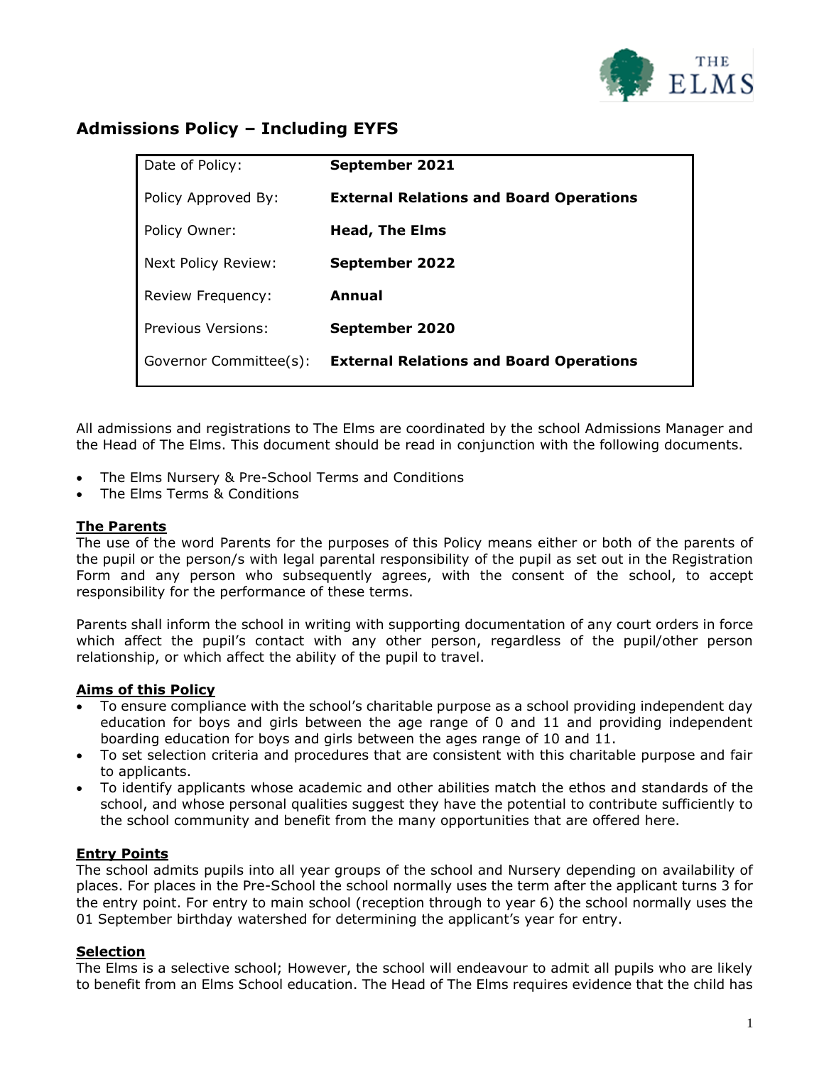# Admissions Policy – Including EYFS

| | |
|---|---|
| Date of Policy: | **September 2021** |
| Policy Approved By: | **External Relations and Board Operations** |
| Policy Owner: | **Head, The Elms** |
| Next Policy Review: | **September 2022** |
| Review Frequency: | **Annual** |
| Previous Versions: | **September 2020** |
| Governor Committee(s): | **External Relations and Board Operations** |

All admissions and registrations to The Elms are coordinated by the school Admissions Manager and the Head of The Elms. This document should be read in conjunction with the following documents.

- The Elms Nursery & Pre-School Terms and Conditions
- The Elms Terms & Conditions

## The Parents

The use of the word Parents for the purposes of this Policy means either or both of the parents of the pupil or the person/s with legal parental responsibility of the pupil as set out in the Registration Form and any person who subsequently agrees, with the consent of the school, to accept responsibility for the performance of these terms.

Parents shall inform the school in writing with supporting documentation of any court orders in force which affect the pupil's contact with any other person, regardless of the pupil/other person relationship, or which affect the ability of the pupil to travel.

## Aims of this Policy

- To ensure compliance with the school's charitable purpose as a school providing independent day education for boys and girls between the age range of 0 and 11 and providing independent boarding education for boys and girls between the ages range of 10 and 11.
- To set selection criteria and procedures that are consistent with this charitable purpose and fair to applicants.
- To identify applicants whose academic and other abilities match the ethos and standards of the school, and whose personal qualities suggest they have the potential to contribute sufficiently to the school community and benefit from the many opportunities that are offered here.

## Entry Points

The school admits pupils into all year groups of the school and Nursery depending on availability of places. For places in the Pre-School the school normally uses the term after the applicant turns 3 for the entry point. For entry to main school (reception through to year 6) the school normally uses the 01 September birthday watershed for determining the applicant's year for entry.

## Selection

The Elms is a selective school; However, the school will endeavour to admit all pupils who are likely to benefit from an Elms School education. The Head of The Elms requires evidence that the child has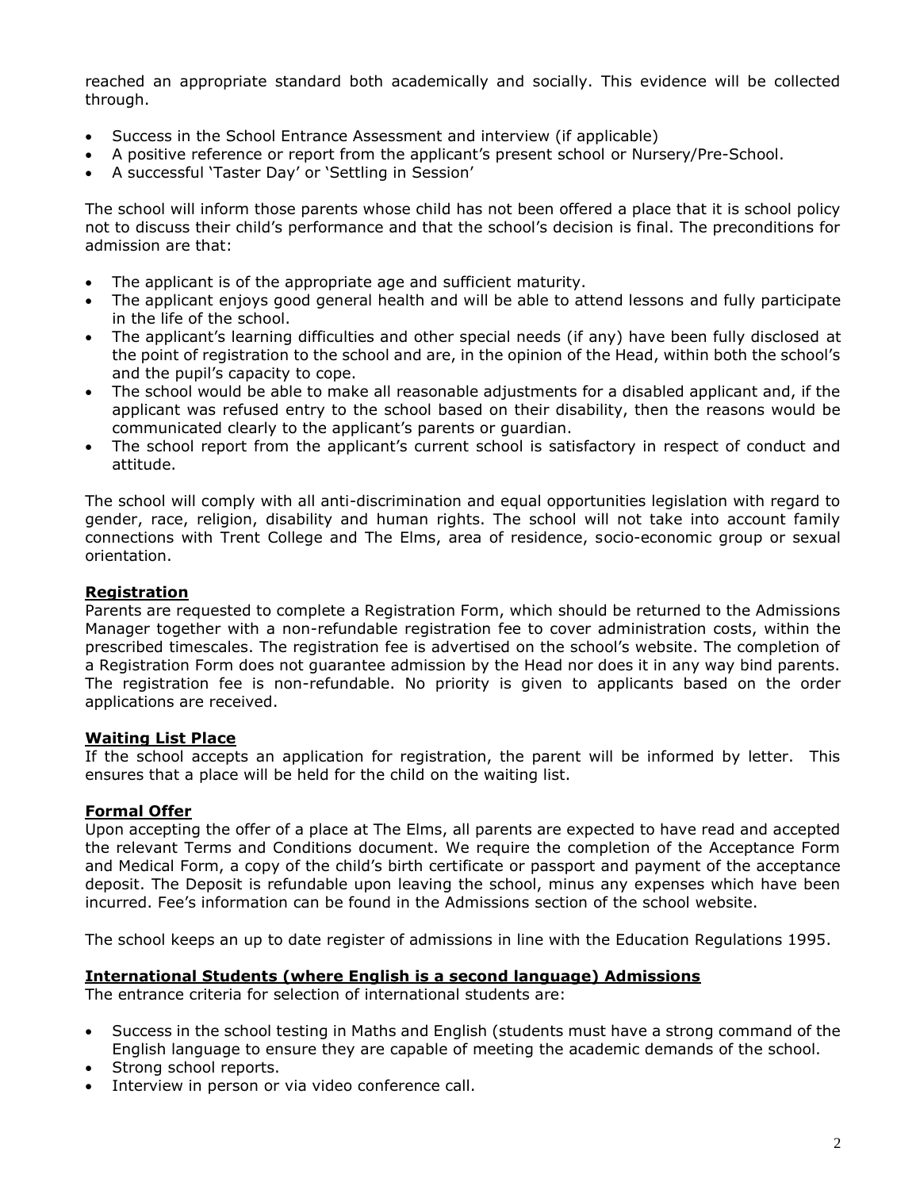reached an appropriate standard both academically and socially. This evidence will be collected through.

- Success in the School Entrance Assessment and interview (if applicable)
- A positive reference or report from the applicant's present school or Nursery/Pre-School.
- A successful 'Taster Day' or 'Settling in Session'

The school will inform those parents whose child has not been offered a place that it is school policy not to discuss their child's performance and that the school's decision is final. The preconditions for admission are that:

- The applicant is of the appropriate age and sufficient maturity.
- The applicant enjoys good general health and will be able to attend lessons and fully participate in the life of the school.
- The applicant's learning difficulties and other special needs (if any) have been fully disclosed at the point of registration to the school and are, in the opinion of the Head, within both the school's and the pupil's capacity to cope.
- The school would be able to make all reasonable adjustments for a disabled applicant and, if the applicant was refused entry to the school based on their disability, then the reasons would be communicated clearly to the applicant's parents or guardian.
- The school report from the applicant's current school is satisfactory in respect of conduct and attitude.

The school will comply with all anti-discrimination and equal opportunities legislation with regard to gender, race, religion, disability and human rights. The school will not take into account family connections with Trent College and The Elms, area of residence, socio-economic group or sexual orientation.

**Registration**

Parents are requested to complete a Registration Form, which should be returned to the Admissions Manager together with a non-refundable registration fee to cover administration costs, within the prescribed timescales. The registration fee is advertised on the school's website. The completion of a Registration Form does not guarantee admission by the Head nor does it in any way bind parents. The registration fee is non-refundable. No priority is given to applicants based on the order applications are received.

**Waiting List Place**

If the school accepts an application for registration, the parent will be informed by letter. This ensures that a place will be held for the child on the waiting list.

**Formal Offer**

Upon accepting the offer of a place at The Elms, all parents are expected to have read and accepted the relevant Terms and Conditions document. We require the completion of the Acceptance Form and Medical Form, a copy of the child's birth certificate or passport and payment of the acceptance deposit. The Deposit is refundable upon leaving the school, minus any expenses which have been incurred. Fee's information can be found in the Admissions section of the school website.

The school keeps an up to date register of admissions in line with the Education Regulations 1995.

**International Students (where English is a second language) Admissions**

The entrance criteria for selection of international students are:

- Success in the school testing in Maths and English (students must have a strong command of the English language to ensure they are capable of meeting the academic demands of the school.
- Strong school reports.
- Interview in person or via video conference call.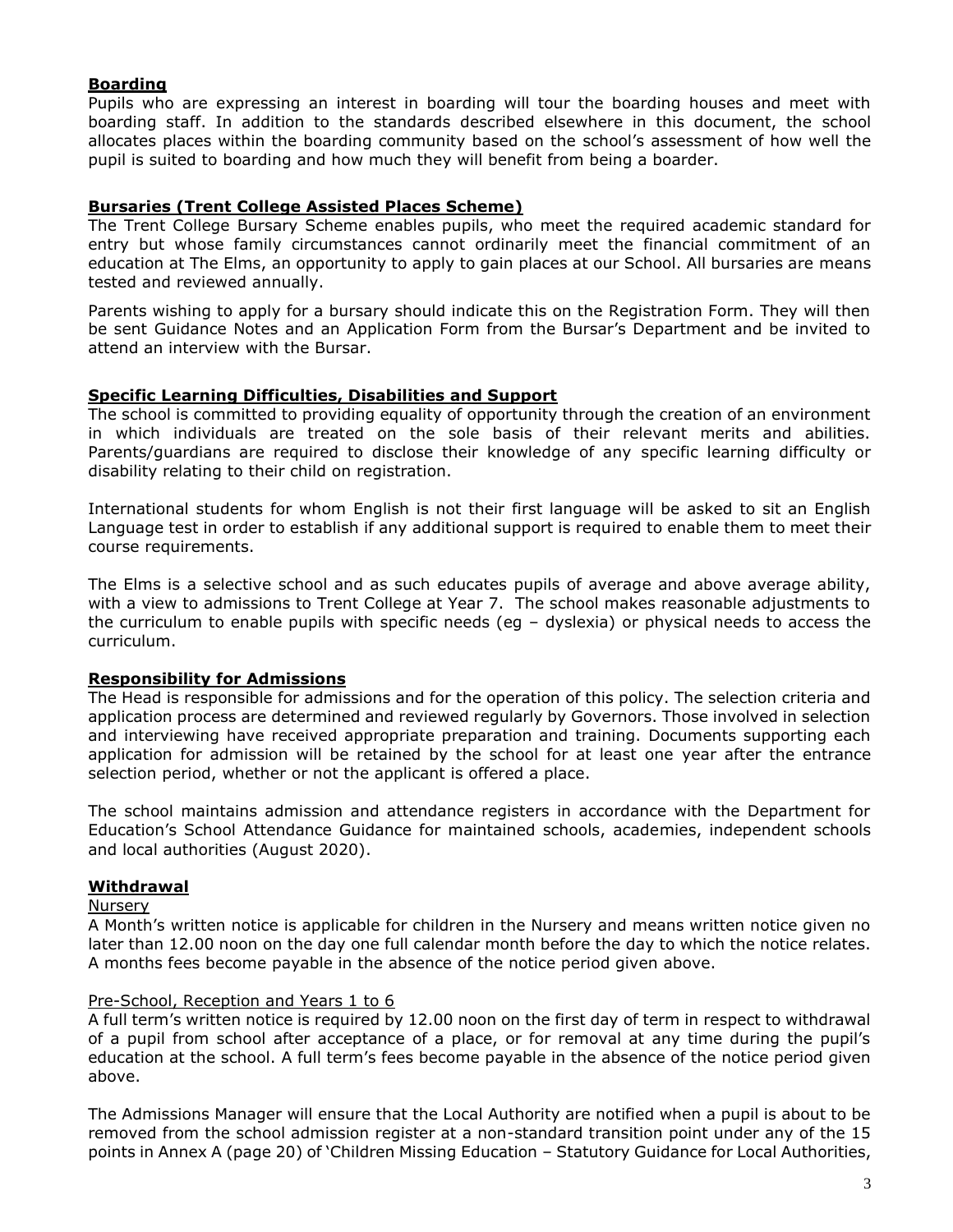## Boarding

Pupils who are expressing an interest in boarding will tour the boarding houses and meet with boarding staff. In addition to the standards described elsewhere in this document, the school allocates places within the boarding community based on the school's assessment of how well the pupil is suited to boarding and how much they will benefit from being a boarder.

## Bursaries (Trent College Assisted Places Scheme)

The Trent College Bursary Scheme enables pupils, who meet the required academic standard for entry but whose family circumstances cannot ordinarily meet the financial commitment of an education at The Elms, an opportunity to apply to gain places at our School. All bursaries are means tested and reviewed annually.

Parents wishing to apply for a bursary should indicate this on the Registration Form. They will then be sent Guidance Notes and an Application Form from the Bursar's Department and be invited to attend an interview with the Bursar.

## Specific Learning Difficulties, Disabilities and Support

The school is committed to providing equality of opportunity through the creation of an environment in which individuals are treated on the sole basis of their relevant merits and abilities. Parents/guardians are required to disclose their knowledge of any specific learning difficulty or disability relating to their child on registration.

International students for whom English is not their first language will be asked to sit an English Language test in order to establish if any additional support is required to enable them to meet their course requirements.

The Elms is a selective school and as such educates pupils of average and above average ability, with a view to admissions to Trent College at Year 7. The school makes reasonable adjustments to the curriculum to enable pupils with specific needs (eg – dyslexia) or physical needs to access the curriculum.

## Responsibility for Admissions

The Head is responsible for admissions and for the operation of this policy. The selection criteria and application process are determined and reviewed regularly by Governors. Those involved in selection and interviewing have received appropriate preparation and training. Documents supporting each application for admission will be retained by the school for at least one year after the entrance selection period, whether or not the applicant is offered a place.

The school maintains admission and attendance registers in accordance with the Department for Education's School Attendance Guidance for maintained schools, academies, independent schools and local authorities (August 2020).

## Withdrawal

### Nursery

A Month's written notice is applicable for children in the Nursery and means written notice given no later than 12.00 noon on the day one full calendar month before the day to which the notice relates. A months fees become payable in the absence of the notice period given above.

### Pre-School, Reception and Years 1 to 6

A full term's written notice is required by 12.00 noon on the first day of term in respect to withdrawal of a pupil from school after acceptance of a place, or for removal at any time during the pupil's education at the school. A full term's fees become payable in the absence of the notice period given above.

The Admissions Manager will ensure that the Local Authority are notified when a pupil is about to be removed from the school admission register at a non-standard transition point under any of the 15 points in Annex A (page 20) of 'Children Missing Education – Statutory Guidance for Local Authorities,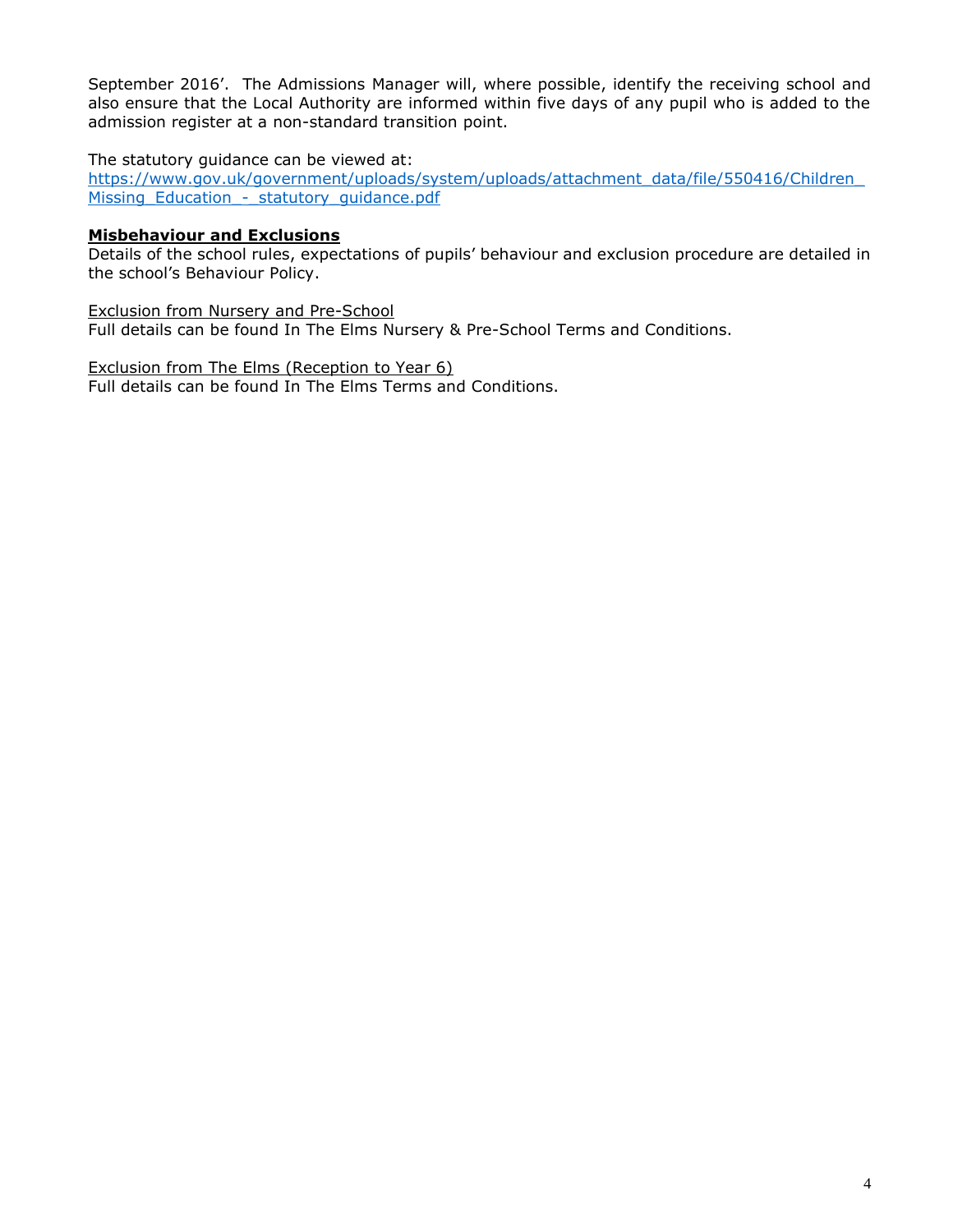September 2016'. The Admissions Manager will, where possible, identify the receiving school and also ensure that the Local Authority are informed within five days of any pupil who is added to the admission register at a non-standard transition point.

The statutory guidance can be viewed at:
https://www.gov.uk/government/uploads/system/uploads/attachment_data/file/550416/Children_Missing_Education_-_statutory_guidance.pdf

**Misbehaviour and Exclusions**

Details of the school rules, expectations of pupils' behaviour and exclusion procedure are detailed in the school's Behaviour Policy.

Exclusion from Nursery and Pre-School

Full details can be found In The Elms Nursery & Pre-School Terms and Conditions.

Exclusion from The Elms (Reception to Year 6)

Full details can be found In The Elms Terms and Conditions.